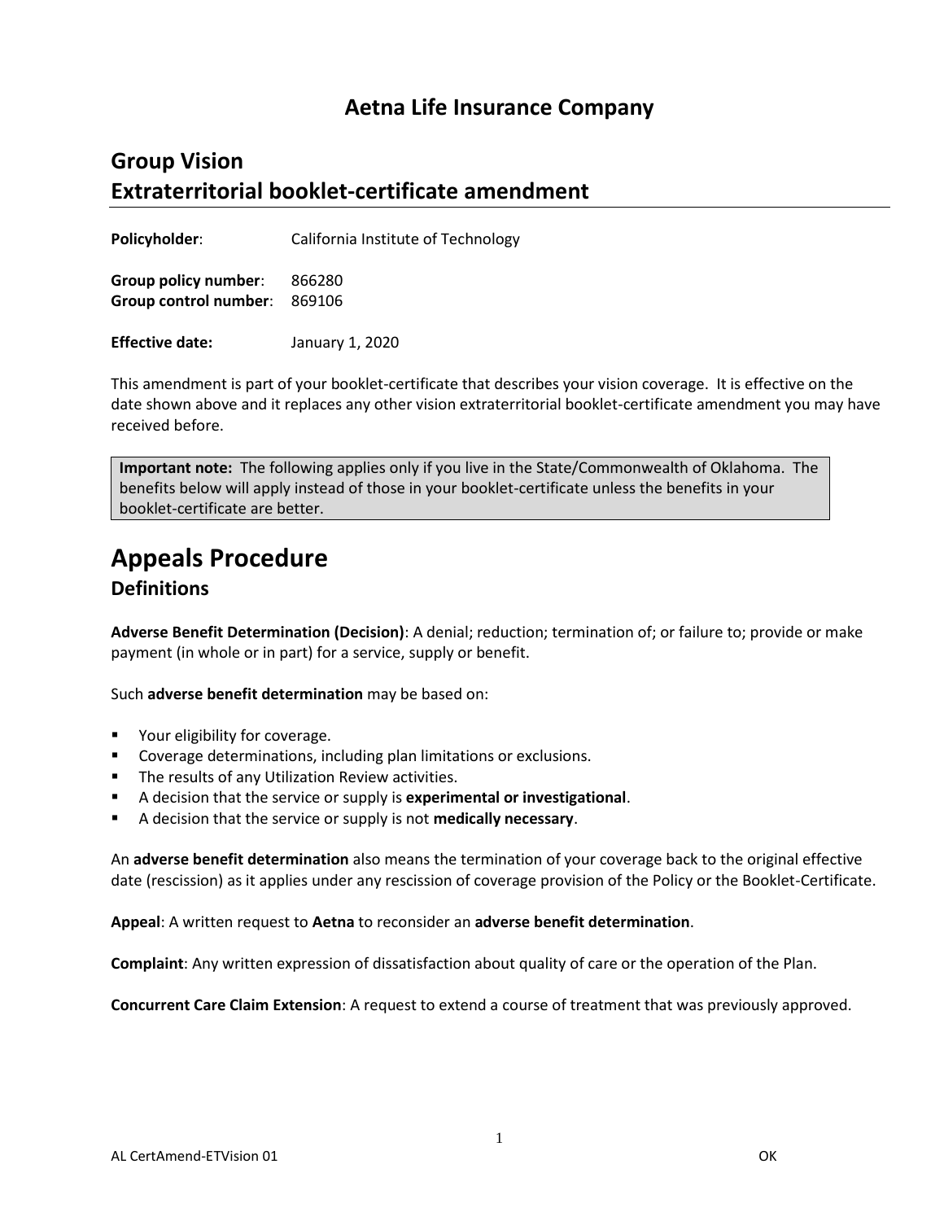# Aetna Life Insurance Company

## Group Vision
## Extraterritorial booklet-certificate amendment

**Policyholder**: California Institute of Technology

**Group policy number**: 866280
**Group control number**: 869106

**Effective date:** January 1, 2020

This amendment is part of your booklet-certificate that describes your vision coverage. It is effective on the date shown above and it replaces any other vision extraterritorial booklet-certificate amendment you may have received before.

**Important note:** The following applies only if you live in the State/Commonwealth of Oklahoma. The benefits below will apply instead of those in your booklet-certificate unless the benefits in your booklet-certificate are better.

# Appeals Procedure

## Definitions

**Adverse Benefit Determination (Decision)**: A denial; reduction; termination of; or failure to; provide or make payment (in whole or in part) for a service, supply or benefit.

Such **adverse benefit determination** may be based on:

- Your eligibility for coverage.
- Coverage determinations, including plan limitations or exclusions.
- The results of any Utilization Review activities.
- A decision that the service or supply is **experimental or investigational**.
- A decision that the service or supply is not **medically necessary**.

An **adverse benefit determination** also means the termination of your coverage back to the original effective date (rescission) as it applies under any rescission of coverage provision of the Policy or the Booklet-Certificate.

**Appeal**: A written request to **Aetna** to reconsider an **adverse benefit determination**.

**Complaint**: Any written expression of dissatisfaction about quality of care or the operation of the Plan.

**Concurrent Care Claim Extension**: A request to extend a course of treatment that was previously approved.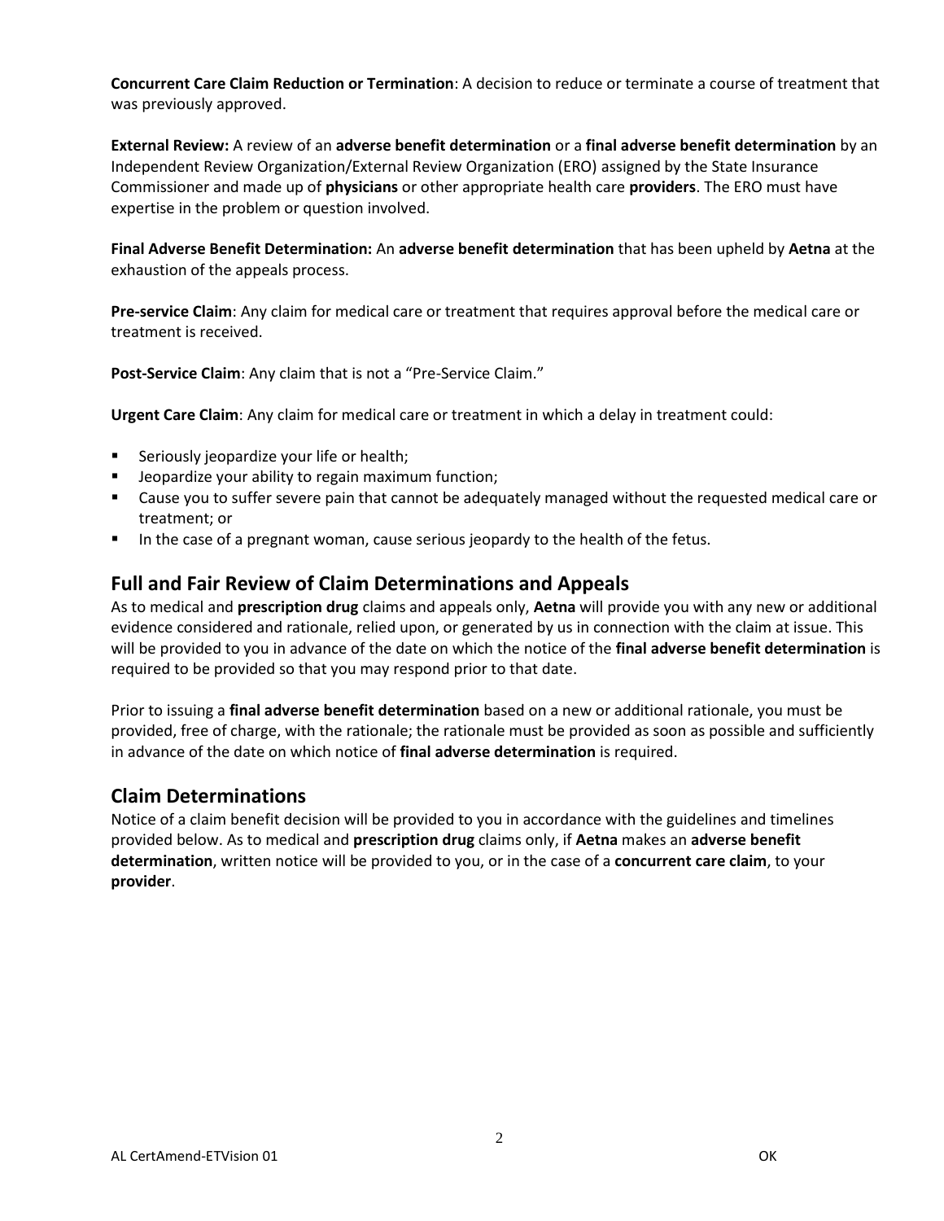**Concurrent Care Claim Reduction or Termination**: A decision to reduce or terminate a course of treatment that was previously approved.

**External Review:** A review of an **adverse benefit determination** or a **final adverse benefit determination** by an Independent Review Organization/External Review Organization (ERO) assigned by the State Insurance Commissioner and made up of **physicians** or other appropriate health care **providers**. The ERO must have expertise in the problem or question involved.

**Final Adverse Benefit Determination:** An **adverse benefit determination** that has been upheld by **Aetna** at the exhaustion of the appeals process.

**Pre-service Claim**: Any claim for medical care or treatment that requires approval before the medical care or treatment is received.

**Post-Service Claim**: Any claim that is not a "Pre-Service Claim."

**Urgent Care Claim**: Any claim for medical care or treatment in which a delay in treatment could:

- Seriously jeopardize your life or health;
- Jeopardize your ability to regain maximum function;
- Cause you to suffer severe pain that cannot be adequately managed without the requested medical care or treatment; or
- In the case of a pregnant woman, cause serious jeopardy to the health of the fetus.

## Full and Fair Review of Claim Determinations and Appeals

As to medical and **prescription drug** claims and appeals only, **Aetna** will provide you with any new or additional evidence considered and rationale, relied upon, or generated by us in connection with the claim at issue. This will be provided to you in advance of the date on which the notice of the **final adverse benefit determination** is required to be provided so that you may respond prior to that date.

Prior to issuing a **final adverse benefit determination** based on a new or additional rationale, you must be provided, free of charge, with the rationale; the rationale must be provided as soon as possible and sufficiently in advance of the date on which notice of **final adverse determination** is required.

## Claim Determinations

Notice of a claim benefit decision will be provided to you in accordance with the guidelines and timelines provided below. As to medical and **prescription drug** claims only, if **Aetna** makes an **adverse benefit determination**, written notice will be provided to you, or in the case of a **concurrent care claim**, to your **provider**.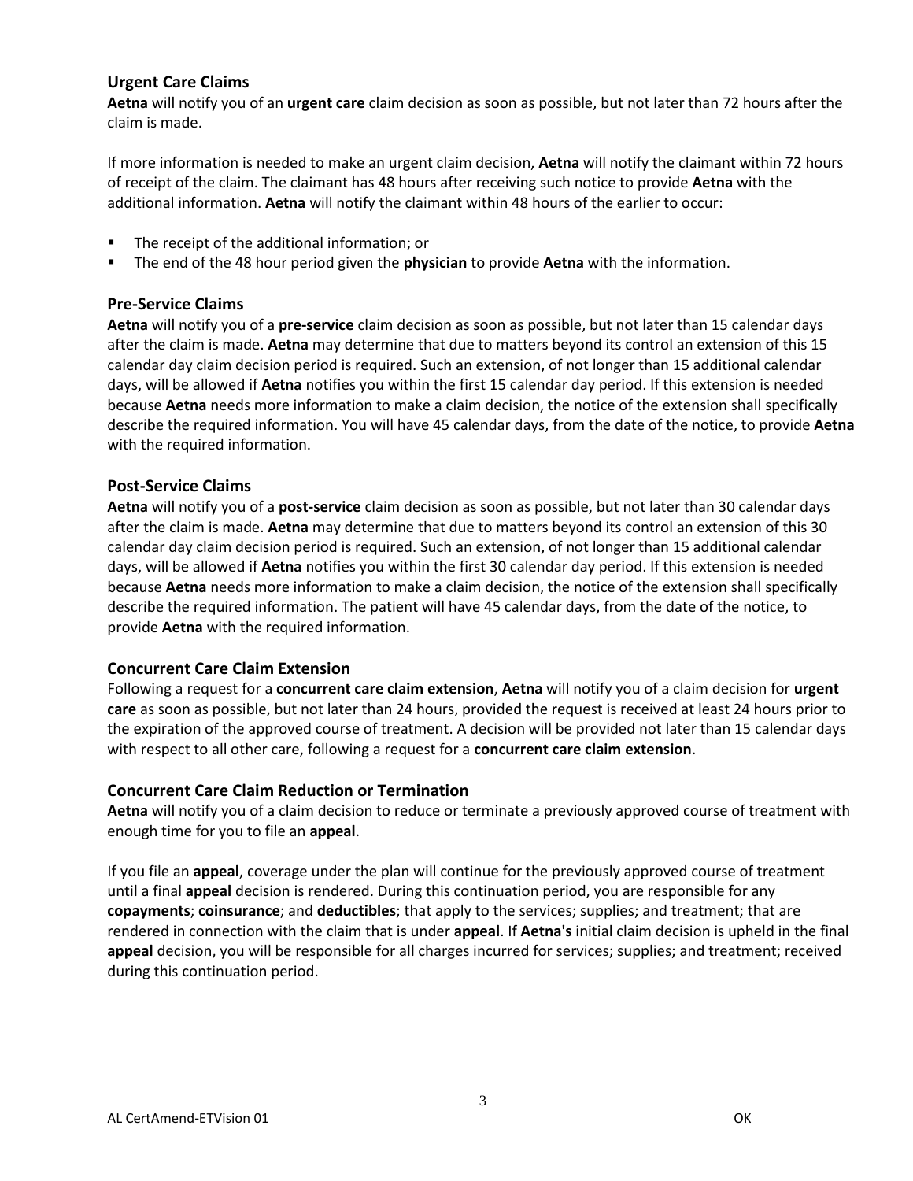### Urgent Care Claims

**Aetna** will notify you of an **urgent care** claim decision as soon as possible, but not later than 72 hours after the claim is made.

If more information is needed to make an urgent claim decision, **Aetna** will notify the claimant within 72 hours of receipt of the claim. The claimant has 48 hours after receiving such notice to provide **Aetna** with the additional information. **Aetna** will notify the claimant within 48 hours of the earlier to occur:

- The receipt of the additional information; or
- The end of the 48 hour period given the **physician** to provide **Aetna** with the information.

### Pre-Service Claims

**Aetna** will notify you of a **pre-service** claim decision as soon as possible, but not later than 15 calendar days after the claim is made. **Aetna** may determine that due to matters beyond its control an extension of this 15 calendar day claim decision period is required. Such an extension, of not longer than 15 additional calendar days, will be allowed if **Aetna** notifies you within the first 15 calendar day period. If this extension is needed because **Aetna** needs more information to make a claim decision, the notice of the extension shall specifically describe the required information. You will have 45 calendar days, from the date of the notice, to provide **Aetna** with the required information.

### Post-Service Claims

**Aetna** will notify you of a **post-service** claim decision as soon as possible, but not later than 30 calendar days after the claim is made. **Aetna** may determine that due to matters beyond its control an extension of this 30 calendar day claim decision period is required. Such an extension, of not longer than 15 additional calendar days, will be allowed if **Aetna** notifies you within the first 30 calendar day period. If this extension is needed because **Aetna** needs more information to make a claim decision, the notice of the extension shall specifically describe the required information. The patient will have 45 calendar days, from the date of the notice, to provide **Aetna** with the required information.

### Concurrent Care Claim Extension

Following a request for a **concurrent care claim extension**, **Aetna** will notify you of a claim decision for **urgent care** as soon as possible, but not later than 24 hours, provided the request is received at least 24 hours prior to the expiration of the approved course of treatment. A decision will be provided not later than 15 calendar days with respect to all other care, following a request for a **concurrent care claim extension**.

### Concurrent Care Claim Reduction or Termination

**Aetna** will notify you of a claim decision to reduce or terminate a previously approved course of treatment with enough time for you to file an **appeal**.

If you file an **appeal**, coverage under the plan will continue for the previously approved course of treatment until a final **appeal** decision is rendered. During this continuation period, you are responsible for any **copayments**; **coinsurance**; and **deductibles**; that apply to the services; supplies; and treatment; that are rendered in connection with the claim that is under **appeal**. If **Aetna's** initial claim decision is upheld in the final **appeal** decision, you will be responsible for all charges incurred for services; supplies; and treatment; received during this continuation period.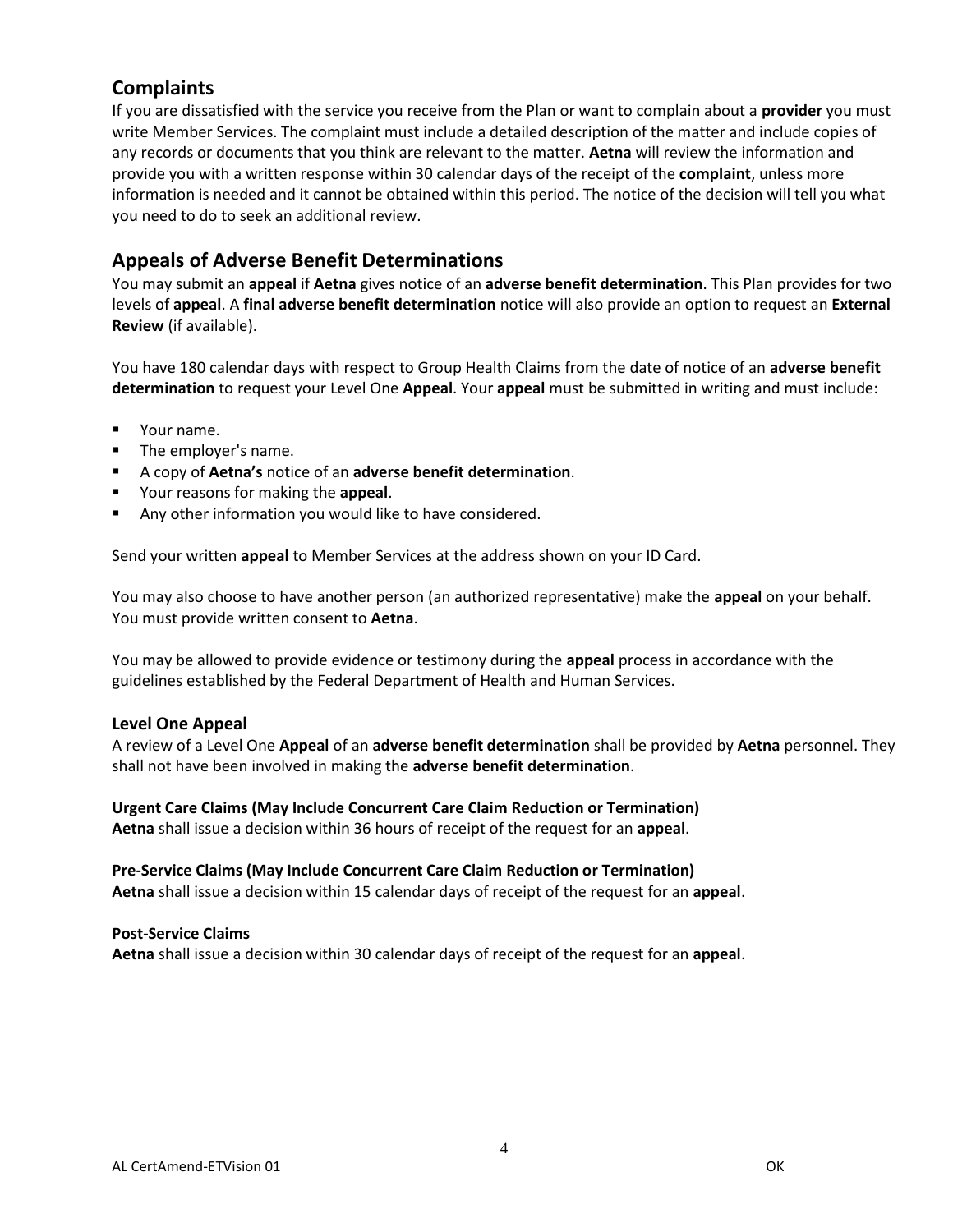## Complaints

If you are dissatisfied with the service you receive from the Plan or want to complain about a **provider** you must write Member Services. The complaint must include a detailed description of the matter and include copies of any records or documents that you think are relevant to the matter. **Aetna** will review the information and provide you with a written response within 30 calendar days of the receipt of the **complaint**, unless more information is needed and it cannot be obtained within this period. The notice of the decision will tell you what you need to do to seek an additional review.

## Appeals of Adverse Benefit Determinations

You may submit an **appeal** if **Aetna** gives notice of an **adverse benefit determination**. This Plan provides for two levels of **appeal**. A **final adverse benefit determination** notice will also provide an option to request an **External Review** (if available).

You have 180 calendar days with respect to Group Health Claims from the date of notice of an **adverse benefit determination** to request your Level One **Appeal**. Your **appeal** must be submitted in writing and must include:

- Your name.
- The employer's name.
- A copy of **Aetna's** notice of an **adverse benefit determination**.
- Your reasons for making the **appeal**.
- Any other information you would like to have considered.

Send your written **appeal** to Member Services at the address shown on your ID Card.

You may also choose to have another person (an authorized representative) make the **appeal** on your behalf. You must provide written consent to **Aetna**.

You may be allowed to provide evidence or testimony during the **appeal** process in accordance with the guidelines established by the Federal Department of Health and Human Services.

### Level One Appeal

A review of a Level One **Appeal** of an **adverse benefit determination** shall be provided by **Aetna** personnel. They shall not have been involved in making the **adverse benefit determination**.

**Urgent Care Claims (May Include Concurrent Care Claim Reduction or Termination)**
**Aetna** shall issue a decision within 36 hours of receipt of the request for an **appeal**.

**Pre-Service Claims (May Include Concurrent Care Claim Reduction or Termination)**
**Aetna** shall issue a decision within 15 calendar days of receipt of the request for an **appeal**.

**Post-Service Claims**
**Aetna** shall issue a decision within 30 calendar days of receipt of the request for an **appeal**.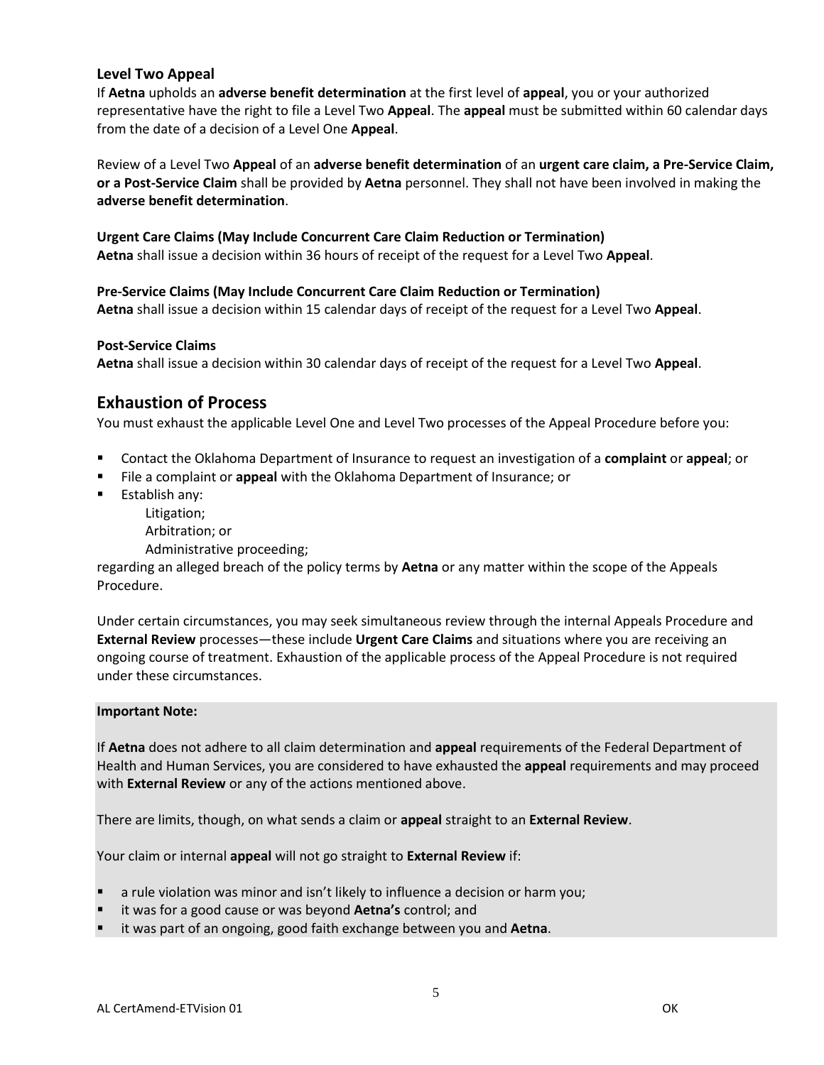### Level Two Appeal

If **Aetna** upholds an **adverse benefit determination** at the first level of **appeal**, you or your authorized representative have the right to file a Level Two **Appeal**. The **appeal** must be submitted within 60 calendar days from the date of a decision of a Level One **Appeal**.

Review of a Level Two **Appeal** of an **adverse benefit determination** of an **urgent care claim, a Pre-Service Claim, or a Post-Service Claim** shall be provided by **Aetna** personnel. They shall not have been involved in making the **adverse benefit determination**.

**Urgent Care Claims (May Include Concurrent Care Claim Reduction or Termination)**
**Aetna** shall issue a decision within 36 hours of receipt of the request for a Level Two **Appeal**.

**Pre-Service Claims (May Include Concurrent Care Claim Reduction or Termination)**
**Aetna** shall issue a decision within 15 calendar days of receipt of the request for a Level Two **Appeal**.

**Post-Service Claims**
**Aetna** shall issue a decision within 30 calendar days of receipt of the request for a Level Two **Appeal**.

## Exhaustion of Process

You must exhaust the applicable Level One and Level Two processes of the Appeal Procedure before you:

- Contact the Oklahoma Department of Insurance to request an investigation of a **complaint** or **appeal**; or
- File a complaint or **appeal** with the Oklahoma Department of Insurance; or
- Establish any:
  - Litigation;
  - Arbitration; or
  - Administrative proceeding;

regarding an alleged breach of the policy terms by **Aetna** or any matter within the scope of the Appeals Procedure.

Under certain circumstances, you may seek simultaneous review through the internal Appeals Procedure and **External Review** processes—these include **Urgent Care Claims** and situations where you are receiving an ongoing course of treatment. Exhaustion of the applicable process of the Appeal Procedure is not required under these circumstances.

**Important Note:**

If **Aetna** does not adhere to all claim determination and **appeal** requirements of the Federal Department of Health and Human Services, you are considered to have exhausted the **appeal** requirements and may proceed with **External Review** or any of the actions mentioned above.

There are limits, though, on what sends a claim or **appeal** straight to an **External Review**.

Your claim or internal **appeal** will not go straight to **External Review** if:

- a rule violation was minor and isn't likely to influence a decision or harm you;
- it was for a good cause or was beyond **Aetna's** control; and
- it was part of an ongoing, good faith exchange between you and **Aetna**.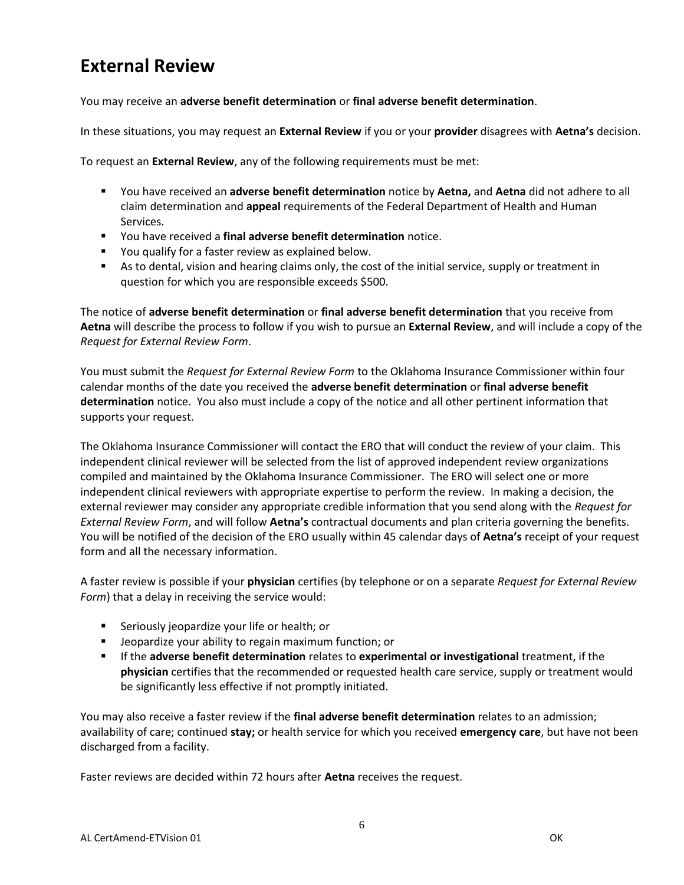# External Review

You may receive an **adverse benefit determination** or **final adverse benefit determination**.

In these situations, you may request an **External Review** if you or your **provider** disagrees with **Aetna's** decision.

To request an **External Review**, any of the following requirements must be met:

- You have received an **adverse benefit determination** notice by **Aetna,** and **Aetna** did not adhere to all claim determination and **appeal** requirements of the Federal Department of Health and Human Services.
- You have received a **final adverse benefit determination** notice.
- You qualify for a faster review as explained below.
- As to dental, vision and hearing claims only, the cost of the initial service, supply or treatment in question for which you are responsible exceeds $500.

The notice of **adverse benefit determination** or **final adverse benefit determination** that you receive from **Aetna** will describe the process to follow if you wish to pursue an **External Review**, and will include a copy of the *Request for External Review Form*.

You must submit the *Request for External Review Form* to the Oklahoma Insurance Commissioner within four calendar months of the date you received the **adverse benefit determination** or **final adverse benefit determination** notice. You also must include a copy of the notice and all other pertinent information that supports your request.

The Oklahoma Insurance Commissioner will contact the ERO that will conduct the review of your claim. This independent clinical reviewer will be selected from the list of approved independent review organizations compiled and maintained by the Oklahoma Insurance Commissioner. The ERO will select one or more independent clinical reviewers with appropriate expertise to perform the review. In making a decision, the external reviewer may consider any appropriate credible information that you send along with the *Request for External Review Form*, and will follow **Aetna's** contractual documents and plan criteria governing the benefits. You will be notified of the decision of the ERO usually within 45 calendar days of **Aetna's** receipt of your request form and all the necessary information.

A faster review is possible if your **physician** certifies (by telephone or on a separate *Request for External Review Form*) that a delay in receiving the service would:

- Seriously jeopardize your life or health; or
- Jeopardize your ability to regain maximum function; or
- If the **adverse benefit determination** relates to **experimental or investigational** treatment, if the **physician** certifies that the recommended or requested health care service, supply or treatment would be significantly less effective if not promptly initiated.

You may also receive a faster review if the **final adverse benefit determination** relates to an admission; availability of care; continued **stay;** or health service for which you received **emergency care**, but have not been discharged from a facility.

Faster reviews are decided within 72 hours after **Aetna** receives the request.

AL CertAmend-ETVision 01 OK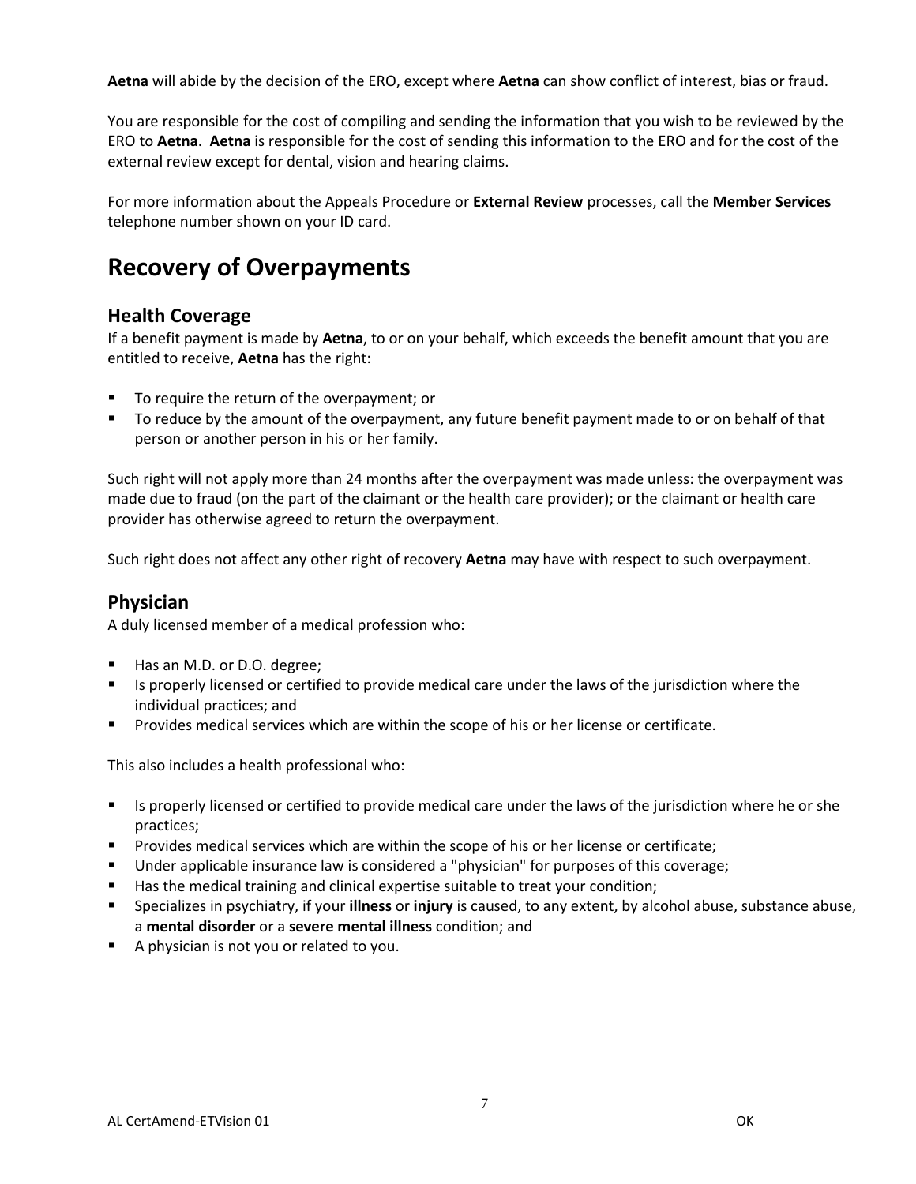**Aetna** will abide by the decision of the ERO, except where **Aetna** can show conflict of interest, bias or fraud.

You are responsible for the cost of compiling and sending the information that you wish to be reviewed by the ERO to **Aetna**. **Aetna** is responsible for the cost of sending this information to the ERO and for the cost of the external review except for dental, vision and hearing claims.

For more information about the Appeals Procedure or **External Review** processes, call the **Member Services** telephone number shown on your ID card.

# Recovery of Overpayments

## Health Coverage

If a benefit payment is made by **Aetna**, to or on your behalf, which exceeds the benefit amount that you are entitled to receive, **Aetna** has the right:

- To require the return of the overpayment; or
- To reduce by the amount of the overpayment, any future benefit payment made to or on behalf of that person or another person in his or her family.

Such right will not apply more than 24 months after the overpayment was made unless: the overpayment was made due to fraud (on the part of the claimant or the health care provider); or the claimant or health care provider has otherwise agreed to return the overpayment.

Such right does not affect any other right of recovery **Aetna** may have with respect to such overpayment.

## Physician

A duly licensed member of a medical profession who:

- Has an M.D. or D.O. degree;
- Is properly licensed or certified to provide medical care under the laws of the jurisdiction where the individual practices; and
- Provides medical services which are within the scope of his or her license or certificate.

This also includes a health professional who:

- Is properly licensed or certified to provide medical care under the laws of the jurisdiction where he or she practices;
- Provides medical services which are within the scope of his or her license or certificate;
- Under applicable insurance law is considered a "physician" for purposes of this coverage;
- Has the medical training and clinical expertise suitable to treat your condition;
- Specializes in psychiatry, if your **illness** or **injury** is caused, to any extent, by alcohol abuse, substance abuse, a **mental disorder** or a **severe mental illness** condition; and
- A physician is not you or related to you.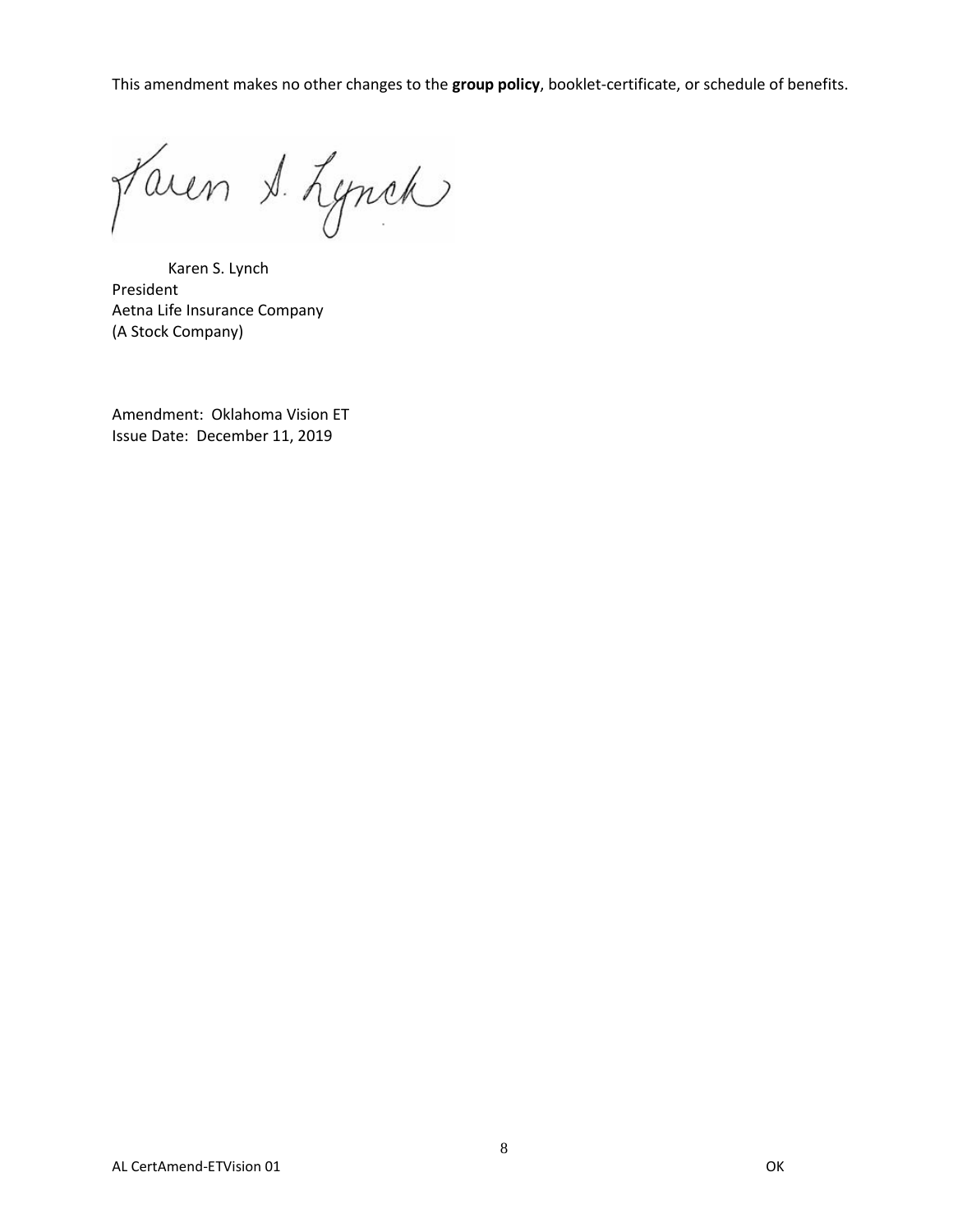This amendment makes no other changes to the **group policy**, booklet-certificate, or schedule of benefits.

Karen S. Lynch
President
Aetna Life Insurance Company
(A Stock Company)

Amendment: Oklahoma Vision ET
Issue Date: December 11, 2019

AL CertAmend-ETVision 01 OK